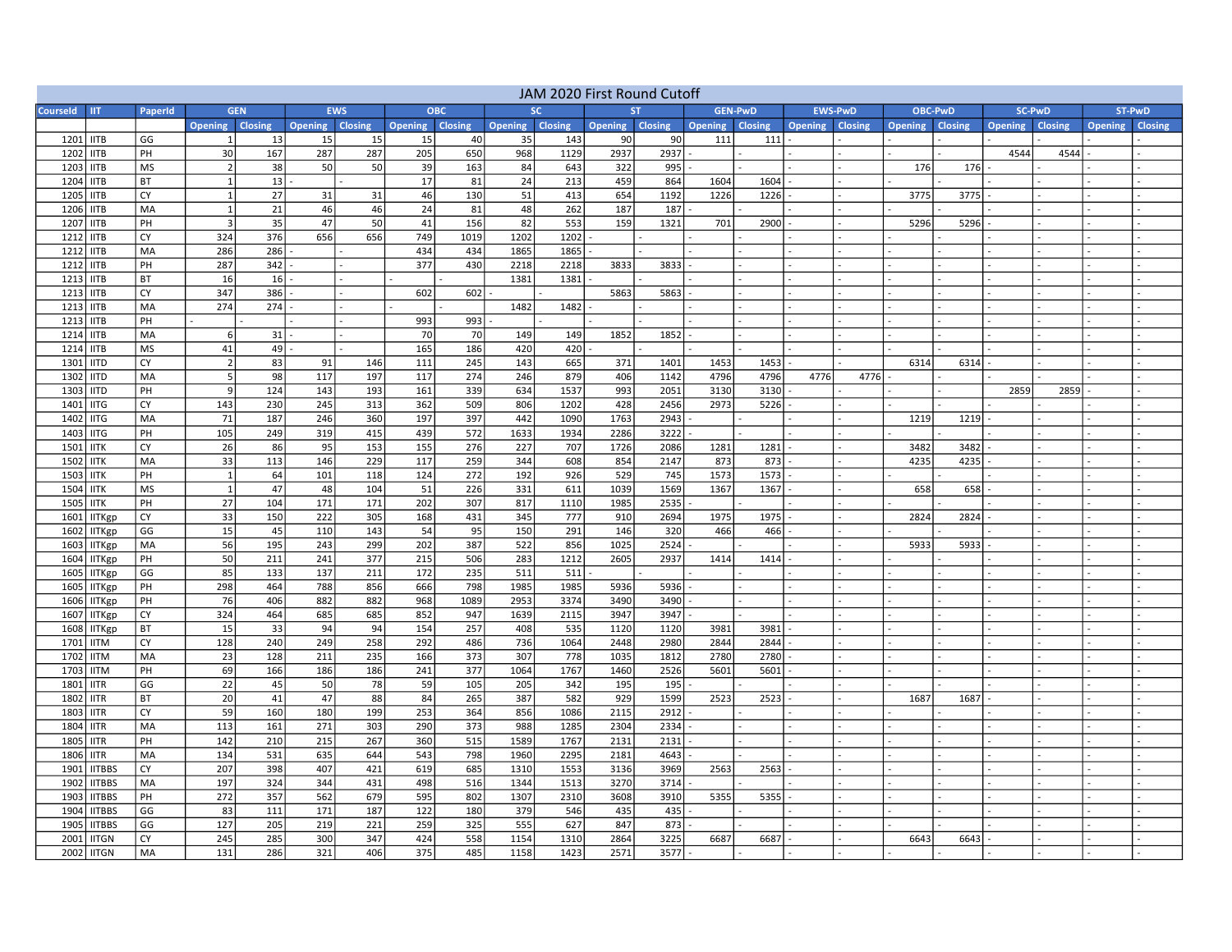# JAM 2020 First Round Cutoff

| CourseId | IIT | PaperId | GEN | | EWS | | OBC | | SC | | ST | | GEN-PwD | | EWS-PwD | | OBC-PwD | | SC-PwD | | ST-PwD | |
|---|---|---|---|---|---|---|---|---|---|---|---|---|---|---|---|---|---|---|---|---|---|---|
| | | | Opening | Closing | Opening | Closing | Opening | Closing | Opening | Closing | Opening | Closing | Opening | Closing | Opening | Closing | Opening | Closing | Opening | Closing | Opening | Closing |
| 1201 | IITB | GG | 1 | 13 | 15 | 15 | 15 | 40 | 35 | 143 | 90 | 90 | 111 | 111 | - | - | - | - | - | - | - | - |
| 1202 | IITB | PH | 30 | 167 | 287 | 287 | 205 | 650 | 968 | 1129 | 2937 | 2937 | - | - | - | - | - | - | 4544 | 4544 | - | - |
| 1203 | IITB | MS | 2 | 38 | 50 | 50 | 39 | 163 | 84 | 643 | 322 | 995 | - | - | - | - | 176 | 176 | - | - | - | - |
| 1204 | IITB | BT | 1 | 13 | - | - | 17 | 81 | 24 | 213 | 459 | 864 | 1604 | 1604 | - | - | - | - | - | - | - | - |
| 1205 | IITB | CY | 1 | 27 | 31 | 31 | 46 | 130 | 51 | 413 | 654 | 1192 | 1226 | 1226 | - | - | 3775 | 3775 | - | - | - | - |
| 1206 | IITB | MA | 1 | 21 | 46 | 46 | 24 | 81 | 48 | 262 | 187 | 187 | - | - | - | - | - | - | - | - | - | - |
| 1207 | IITB | PH | 3 | 35 | 47 | 50 | 41 | 156 | 82 | 553 | 159 | 1321 | 701 | 2900 | - | - | 5296 | 5296 | - | - | - | - |
| 1212 | IITB | CY | 324 | 376 | 656 | 656 | 749 | 1019 | 1202 | 1202 | - | - | - | - | - | - | - | - | - | - | - | - |
| 1212 | IITB | MA | 286 | 286 | - | - | 434 | 434 | 1865 | 1865 | - | - | - | - | - | - | - | - | - | - | - | - |
| 1212 | IITB | PH | 287 | 342 | - | - | 377 | 430 | 2218 | 2218 | 3833 | 3833 | - | - | - | - | - | - | - | - | - | - |
| 1213 | IITB | BT | 16 | 16 | - | - | - | - | 1381 | 1381 | - | - | - | - | - | - | - | - | - | - | - | - |
| 1213 | IITB | CY | 347 | 386 | - | - | 602 | 602 | - | - | 5863 | 5863 | - | - | - | - | - | - | - | - | - | - |
| 1213 | IITB | MA | 274 | 274 | - | - | - | - | 1482 | 1482 | - | - | - | - | - | - | - | - | - | - | - | - |
| 1213 | IITB | PH | - | - | - | - | 993 | 993 | - | - | - | - | - | - | - | - | - | - | - | - | - | - |
| 1214 | IITB | MA | 6 | 31 | - | - | 70 | 70 | 149 | 149 | 1852 | 1852 | - | - | - | - | - | - | - | - | - | - |
| 1214 | IITB | MS | 41 | 49 | - | - | 165 | 186 | 420 | 420 | - | - | - | - | - | - | - | - | - | - | - | - |
| 1301 | IITD | CY | 2 | 83 | 91 | 146 | 111 | 245 | 143 | 665 | 371 | 1401 | 1453 | 1453 | - | - | 6314 | 6314 | - | - | - | - |
| 1302 | IITD | MA | 5 | 98 | 117 | 197 | 117 | 274 | 246 | 879 | 406 | 1142 | 4796 | 4796 | 4776 | 4776 | - | - | - | - | - | - |
| 1303 | IITD | PH | 9 | 124 | 143 | 193 | 161 | 339 | 634 | 1537 | 993 | 2051 | 3130 | 3130 | - | - | - | - | 2859 | 2859 | - | - |
| 1401 | IITG | CY | 143 | 230 | 245 | 313 | 362 | 509 | 806 | 1202 | 428 | 2456 | 2973 | 5226 | - | - | - | - | - | - | - | - |
| 1402 | IITG | MA | 71 | 187 | 246 | 360 | 197 | 397 | 442 | 1090 | 1763 | 2943 | - | - | - | - | 1219 | 1219 | - | - | - | - |
| 1403 | IITG | PH | 105 | 249 | 319 | 415 | 439 | 572 | 1633 | 1934 | 2286 | 3222 | - | - | - | - | - | - | - | - | - | - |
| 1501 | IITK | CY | 26 | 86 | 95 | 153 | 155 | 276 | 227 | 707 | 1726 | 2086 | 1281 | 1281 | - | - | 3482 | 3482 | - | - | - | - |
| 1502 | IITK | MA | 33 | 113 | 146 | 229 | 117 | 259 | 344 | 608 | 854 | 2147 | 873 | 873 | - | - | 4235 | 4235 | - | - | - | - |
| 1503 | IITK | PH | 1 | 64 | 101 | 118 | 124 | 272 | 192 | 926 | 529 | 745 | 1573 | 1573 | - | - | - | - | - | - | - | - |
| 1504 | IITK | MS | 1 | 47 | 48 | 104 | 51 | 226 | 331 | 611 | 1039 | 1569 | 1367 | 1367 | - | - | 658 | 658 | - | - | - | - |
| 1505 | IITK | PH | 27 | 104 | 171 | 171 | 202 | 307 | 817 | 1110 | 1985 | 2535 | - | - | - | - | - | - | - | - | - | - |
| 1601 | IITKgp | CY | 33 | 150 | 222 | 305 | 168 | 431 | 345 | 777 | 910 | 2694 | 1975 | 1975 | - | - | 2824 | 2824 | - | - | - | - |
| 1602 | IITKgp | GG | 15 | 45 | 110 | 143 | 54 | 95 | 150 | 291 | 146 | 320 | 466 | 466 | - | - | - | - | - | - | - | - |
| 1603 | IITKgp | MA | 56 | 195 | 243 | 299 | 202 | 387 | 522 | 856 | 1025 | 2524 | - | - | - | - | 5933 | 5933 | - | - | - | - |
| 1604 | IITKgp | PH | 50 | 211 | 241 | 377 | 215 | 506 | 283 | 1212 | 2605 | 2937 | 1414 | 1414 | - | - | - | - | - | - | - | - |
| 1605 | IITKgp | GG | 85 | 133 | 137 | 211 | 172 | 235 | 511 | 511 | - | - | - | - | - | - | - | - | - | - | - | - |
| 1605 | IITKgp | PH | 298 | 464 | 788 | 856 | 666 | 798 | 1985 | 1985 | 5936 | 5936 | - | - | - | - | - | - | - | - | - | - |
| 1606 | IITKgp | PH | 76 | 406 | 882 | 882 | 968 | 1089 | 2953 | 3374 | 3490 | 3490 | - | - | - | - | - | - | - | - | - | - |
| 1607 | IITKgp | CY | 324 | 464 | 685 | 685 | 852 | 947 | 1639 | 2115 | 3947 | 3947 | - | - | - | - | - | - | - | - | - | - |
| 1608 | IITKgp | BT | 15 | 33 | 94 | 94 | 154 | 257 | 408 | 535 | 1120 | 1120 | 3981 | 3981 | - | - | - | - | - | - | - | - |
| 1701 | IITM | CY | 128 | 240 | 249 | 258 | 292 | 486 | 736 | 1064 | 2448 | 2980 | 2844 | 2844 | - | - | - | - | - | - | - | - |
| 1702 | IITM | MA | 23 | 128 | 211 | 235 | 166 | 373 | 307 | 778 | 1035 | 1812 | 2780 | 2780 | - | - | - | - | - | - | - | - |
| 1703 | IITM | PH | 69 | 166 | 186 | 186 | 241 | 377 | 1064 | 1767 | 1460 | 2526 | 5601 | 5601 | - | - | - | - | - | - | - | - |
| 1801 | IITR | GG | 22 | 45 | 50 | 78 | 59 | 105 | 205 | 342 | 195 | 195 | - | - | - | - | - | - | - | - | - | - |
| 1802 | IITR | BT | 20 | 41 | 47 | 88 | 84 | 265 | 387 | 582 | 929 | 1599 | 2523 | 2523 | - | - | 1687 | 1687 | - | - | - | - |
| 1803 | IITR | CY | 59 | 160 | 180 | 199 | 253 | 364 | 856 | 1086 | 2115 | 2912 | - | - | - | - | - | - | - | - | - | - |
| 1804 | IITR | MA | 113 | 161 | 271 | 303 | 290 | 373 | 988 | 1285 | 2304 | 2334 | - | - | - | - | - | - | - | - | - | - |
| 1805 | IITR | PH | 142 | 210 | 215 | 267 | 360 | 515 | 1589 | 1767 | 2131 | 2131 | - | - | - | - | - | - | - | - | - | - |
| 1806 | IITR | MA | 134 | 531 | 635 | 644 | 543 | 798 | 1960 | 2295 | 2181 | 4643 | - | - | - | - | - | - | - | - | - | - |
| 1901 | IITBBS | CY | 207 | 398 | 407 | 421 | 619 | 685 | 1310 | 1553 | 3136 | 3969 | 2563 | 2563 | - | - | - | - | - | - | - | - |
| 1902 | IITBBS | MA | 197 | 324 | 344 | 431 | 498 | 516 | 1344 | 1513 | 3270 | 3714 | - | - | - | - | - | - | - | - | - | - |
| 1903 | IITBBS | PH | 272 | 357 | 562 | 679 | 595 | 802 | 1307 | 2310 | 3608 | 3910 | 5355 | 5355 | - | - | - | - | - | - | - | - |
| 1904 | IITBBS | GG | 83 | 111 | 171 | 187 | 122 | 180 | 379 | 546 | 435 | 435 | - | - | - | - | - | - | - | - | - | - |
| 1905 | IITBBS | GG | 127 | 205 | 219 | 221 | 259 | 325 | 555 | 627 | 847 | 873 | - | - | - | - | - | - | - | - | - | - |
| 2001 | IITGN | CY | 245 | 285 | 300 | 347 | 424 | 558 | 1154 | 1310 | 2864 | 3225 | 6687 | 6687 | - | - | 6643 | 6643 | - | - | - | - |
| 2002 | IITGN | MA | 131 | 286 | 321 | 406 | 375 | 485 | 1158 | 1423 | 2571 | 3577 | - | - | - | - | - | - | - | - | - | - |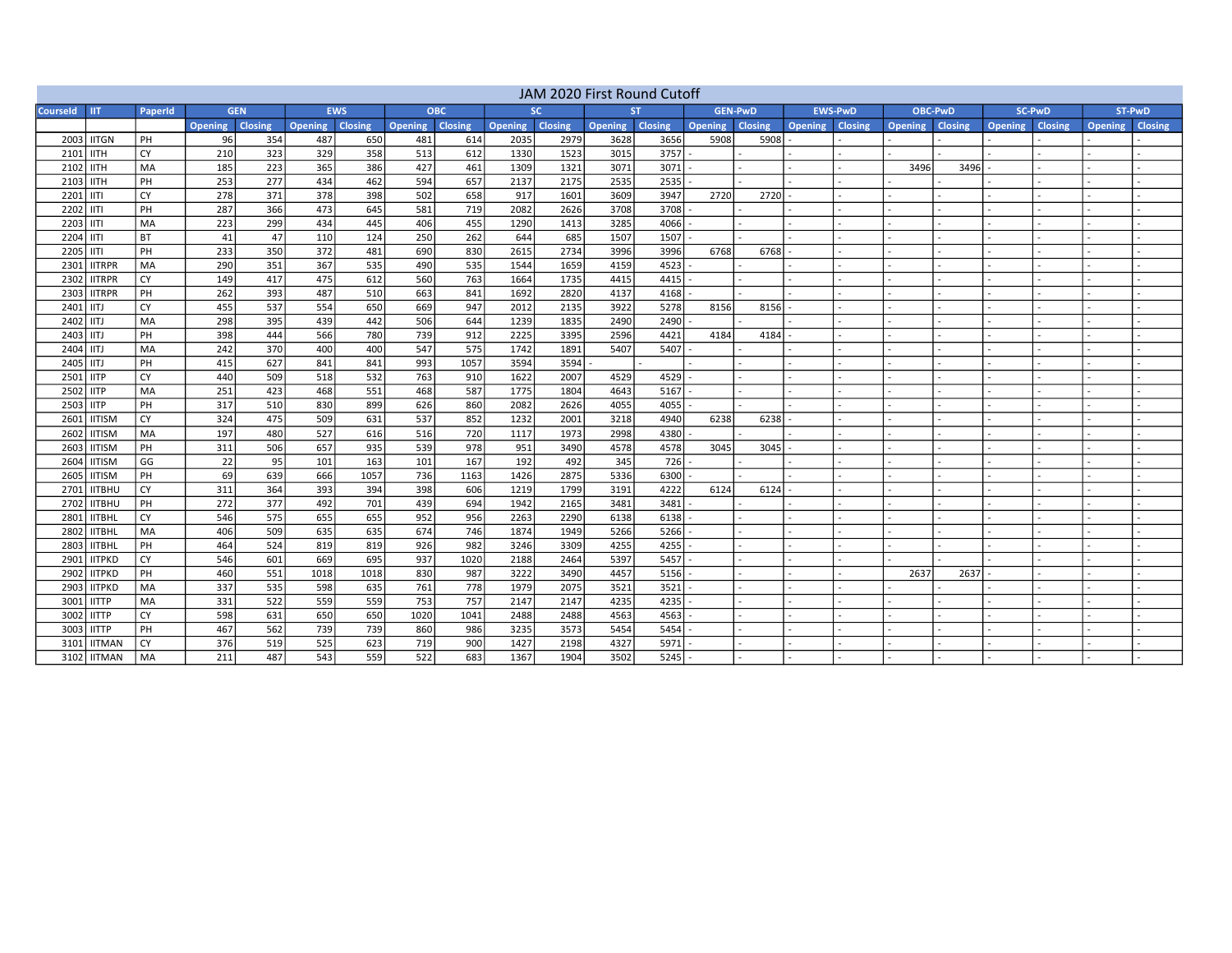# JAM 2020 First Round Cutoff

| CourseId | IIT | PaperId | GEN | | EWS | | OBC | | SC | | ST | | GEN-PwD | | EWS-PwD | | OBC-PwD | | SC-PwD | | ST-PwD | |
|---|---|---|---|---|---|---|---|---|---|---|---|---|---|---|---|---|---|---|---|---|---|---|
| | | | Opening | Closing | Opening | Closing | Opening | Closing | Opening | Closing | Opening | Closing | Opening | Closing | Opening | Closing | Opening | Closing | Opening | Closing | Opening | Closing |
| 2003 | IITGN | PH | 96 | 354 | 487 | 650 | 481 | 614 | 2035 | 2979 | 3628 | 3656 | 5908 | 5908 | - | - | - | - | - | - | - | - |
| 2101 | IITH | CY | 210 | 323 | 329 | 358 | 513 | 612 | 1330 | 1523 | 3015 | 3757 | - | - | - | - | - | - | - | - | - | - |
| 2102 | IITH | MA | 185 | 223 | 365 | 386 | 427 | 461 | 1309 | 1321 | 3071 | 3071 | - | - | - | - | 3496 | 3496 | - | - | - | - |
| 2103 | IITH | PH | 253 | 277 | 434 | 462 | 594 | 657 | 2137 | 2175 | 2535 | 2535 | - | - | - | - | - | - | - | - | - | - |
| 2201 | IITI | CY | 278 | 371 | 378 | 398 | 502 | 658 | 917 | 1601 | 3609 | 3947 | 2720 | 2720 | - | - | - | - | - | - | - | - |
| 2202 | IITI | PH | 287 | 366 | 473 | 645 | 581 | 719 | 2082 | 2626 | 3708 | 3708 | - | - | - | - | - | - | - | - | - | - |
| 2203 | IITI | MA | 223 | 299 | 434 | 445 | 406 | 455 | 1290 | 1413 | 3285 | 4066 | - | - | - | - | - | - | - | - | - | - |
| 2204 | IITI | BT | 41 | 47 | 110 | 124 | 250 | 262 | 644 | 685 | 1507 | 1507 | - | - | - | - | - | - | - | - | - | - |
| 2205 | IITI | PH | 233 | 350 | 372 | 481 | 690 | 830 | 2615 | 2734 | 3996 | 3996 | 6768 | 6768 | - | - | - | - | - | - | - | - |
| 2301 | IITRPR | MA | 290 | 351 | 367 | 535 | 490 | 535 | 1544 | 1659 | 4159 | 4523 | - | - | - | - | - | - | - | - | - | - |
| 2302 | IITRPR | CY | 149 | 417 | 475 | 612 | 560 | 763 | 1664 | 1735 | 4415 | 4415 | - | - | - | - | - | - | - | - | - | - |
| 2303 | IITRPR | PH | 262 | 393 | 487 | 510 | 663 | 841 | 1692 | 2820 | 4137 | 4168 | - | - | - | - | - | - | - | - | - | - |
| 2401 | IITJ | CY | 455 | 537 | 554 | 650 | 669 | 947 | 2012 | 2135 | 3922 | 5278 | 8156 | 8156 | - | - | - | - | - | - | - | - |
| 2402 | IITJ | MA | 298 | 395 | 439 | 442 | 506 | 644 | 1239 | 1835 | 2490 | 2490 | - | - | - | - | - | - | - | - | - | - |
| 2403 | IITJ | PH | 398 | 444 | 566 | 780 | 739 | 912 | 2225 | 3395 | 2596 | 4421 | 4184 | 4184 | - | - | - | - | - | - | - | - |
| 2404 | IITJ | MA | 242 | 370 | 400 | 400 | 547 | 575 | 1742 | 1891 | 5407 | 5407 | - | - | - | - | - | - | - | - | - | - |
| 2405 | IITJ | PH | 415 | 627 | 841 | 841 | 993 | 1057 | 3594 | 3594 | - | - | - | - | - | - | - | - | - | - | - | - |
| 2501 | IITP | CY | 440 | 509 | 518 | 532 | 763 | 910 | 1622 | 2007 | 4529 | 4529 | - | - | - | - | - | - | - | - | - | - |
| 2502 | IITP | MA | 251 | 423 | 468 | 551 | 468 | 587 | 1775 | 1804 | 4643 | 5167 | - | - | - | - | - | - | - | - | - | - |
| 2503 | IITP | PH | 317 | 510 | 830 | 899 | 626 | 860 | 2082 | 2626 | 4055 | 4055 | - | - | - | - | - | - | - | - | - | - |
| 2601 | IITISM | CY | 324 | 475 | 509 | 631 | 537 | 852 | 1232 | 2001 | 3218 | 4940 | 6238 | 6238 | - | - | - | - | - | - | - | - |
| 2602 | IITISM | MA | 197 | 480 | 527 | 616 | 516 | 720 | 1117 | 1973 | 2998 | 4380 | - | - | - | - | - | - | - | - | - | - |
| 2603 | IITISM | PH | 311 | 506 | 657 | 935 | 539 | 978 | 951 | 3490 | 4578 | 4578 | 3045 | 3045 | - | - | - | - | - | - | - | - |
| 2604 | IITISM | GG | 22 | 95 | 101 | 163 | 101 | 167 | 192 | 492 | 345 | 726 | - | - | - | - | - | - | - | - | - | - |
| 2605 | IITISM | PH | 69 | 639 | 666 | 1057 | 736 | 1163 | 1426 | 2875 | 5336 | 6300 | - | - | - | - | - | - | - | - | - | - |
| 2701 | IITBHU | CY | 311 | 364 | 393 | 394 | 398 | 606 | 1219 | 1799 | 3191 | 4222 | 6124 | 6124 | - | - | - | - | - | - | - | - |
| 2702 | IITBHU | PH | 272 | 377 | 492 | 701 | 439 | 694 | 1942 | 2165 | 3481 | 3481 | - | - | - | - | - | - | - | - | - | - |
| 2801 | IITBHL | CY | 546 | 575 | 655 | 655 | 952 | 956 | 2263 | 2290 | 6138 | 6138 | - | - | - | - | - | - | - | - | - | - |
| 2802 | IITBHL | MA | 406 | 509 | 635 | 635 | 674 | 746 | 1874 | 1949 | 5266 | 5266 | - | - | - | - | - | - | - | - | - | - |
| 2803 | IITBHL | PH | 464 | 524 | 819 | 819 | 926 | 982 | 3246 | 3309 | 4255 | 4255 | - | - | - | - | - | - | - | - | - | - |
| 2901 | IITPKD | CY | 546 | 601 | 669 | 695 | 937 | 1020 | 2188 | 2464 | 5397 | 5457 | - | - | - | - | - | - | - | - | - | - |
| 2902 | IITPKD | PH | 460 | 551 | 1018 | 1018 | 830 | 987 | 3222 | 3490 | 4457 | 5156 | - | - | - | - | 2637 | 2637 | - | - | - | - |
| 2903 | IITPKD | MA | 337 | 535 | 598 | 635 | 761 | 778 | 1979 | 2075 | 3521 | 3521 | - | - | - | - | - | - | - | - | - | - |
| 3001 | IITTP | MA | 331 | 522 | 559 | 559 | 753 | 757 | 2147 | 2147 | 4235 | 4235 | - | - | - | - | - | - | - | - | - | - |
| 3002 | IITTP | CY | 598 | 631 | 650 | 650 | 1020 | 1041 | 2488 | 2488 | 4563 | 4563 | - | - | - | - | - | - | - | - | - | - |
| 3003 | IITTP | PH | 467 | 562 | 739 | 739 | 860 | 986 | 3235 | 3573 | 5454 | 5454 | - | - | - | - | - | - | - | - | - | - |
| 3101 | IITMAN | CY | 376 | 519 | 525 | 623 | 719 | 900 | 1427 | 2198 | 4327 | 5971 | - | - | - | - | - | - | - | - | - | - |
| 3102 | IITMAN | MA | 211 | 487 | 543 | 559 | 522 | 683 | 1367 | 1904 | 3502 | 5245 | - | - | - | - | - | - | - | - | - | - |